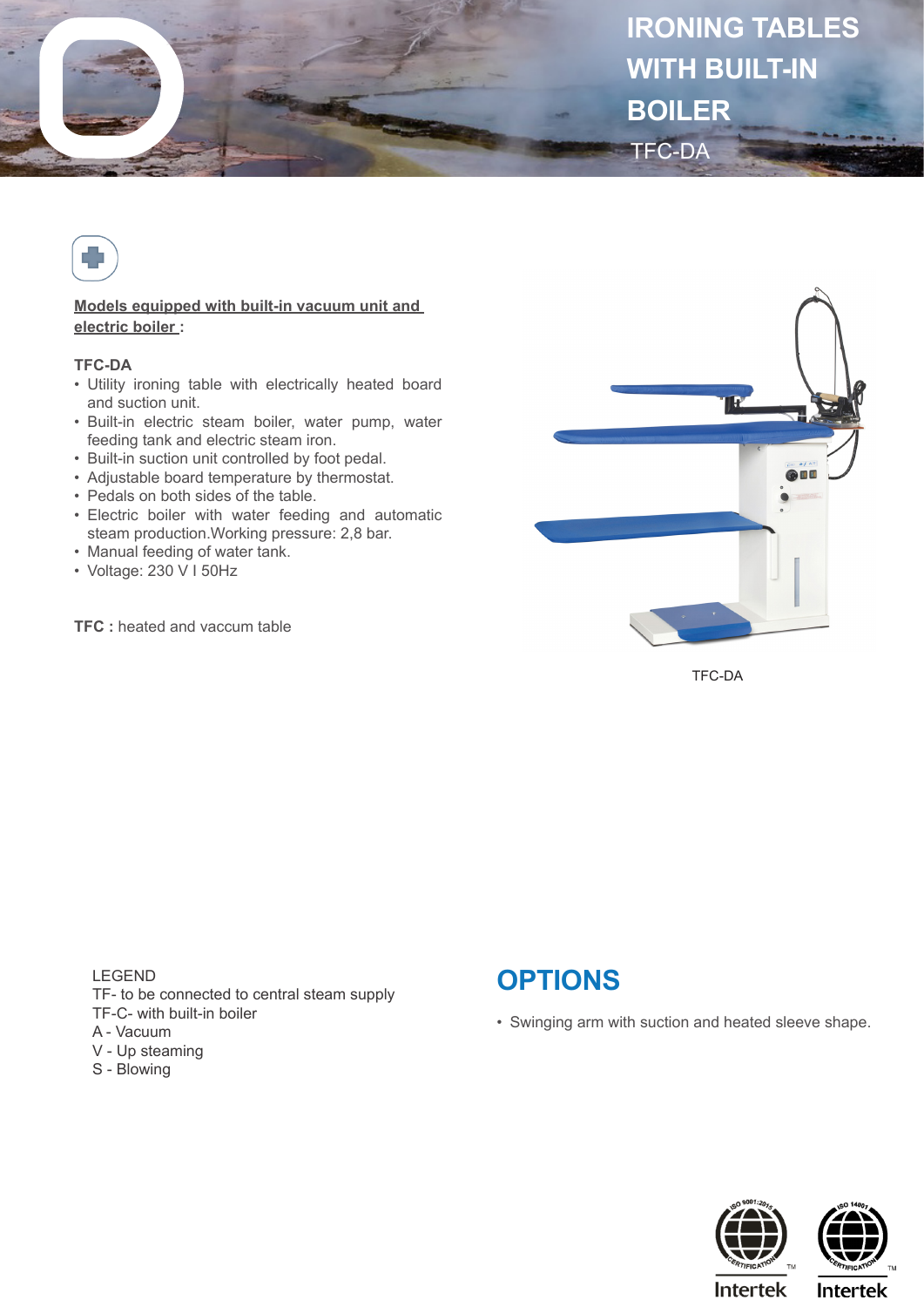# IRONING TABLES WITH BUILT-IN BOILER

TFC-DA

**Models equipped with built-in vacuum unit and electric boiler :**

**TFC-DA**

- Utility ironing table with electrically heated board and suction unit.
- Built-in electric steam boiler, water pump, water feeding tank and electric steam iron.
- Built-in suction unit controlled by foot pedal.
- Adjustable board temperature by thermostat.
- Pedals on both sides of the table.
- Electric boiler with water feeding and automatic steam production.Working pressure: 2,8 bar.
- Manual feeding of water tank.
- Voltage: 230 V I 50Hz

**TFC :** heated and vaccum table

TFC-DA

LEGEND
TF- to be connected to central steam supply
TF-C- with built-in boiler
A - Vacuum
V - Up steaming
S - Blowing

## OPTIONS

- Swinging arm with suction and heated sleeve shape.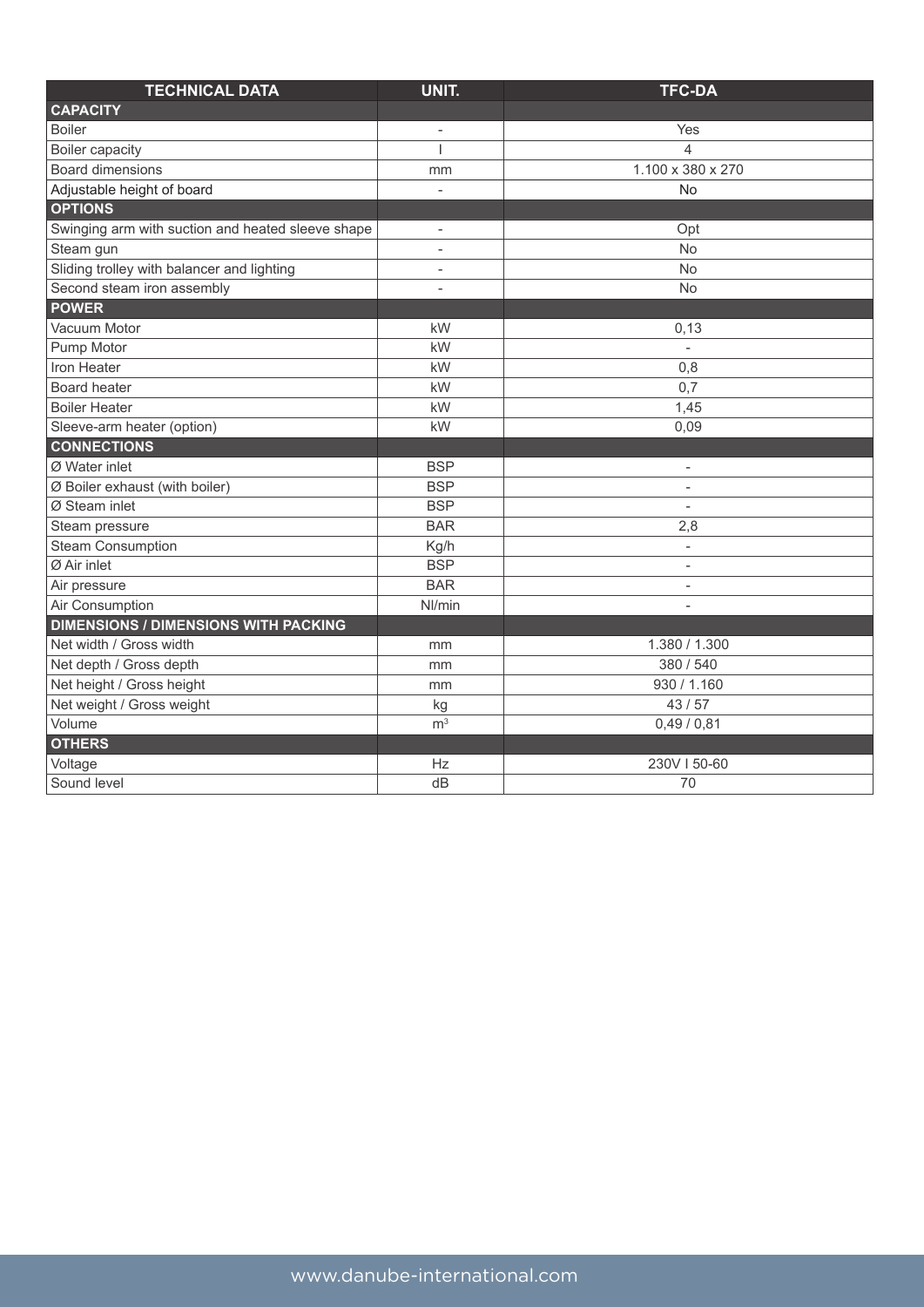| TECHNICAL DATA | UNIT. | TFC-DA |
|---|---|---|
| **CAPACITY** | | |
| Boiler | - | Yes |
| Boiler capacity | l | 4 |
| Board dimensions | mm | 1.100 x 380 x 270 |
| Adjustable height of board | - | No |
| **OPTIONS** | | |
| Swinging arm with suction and heated sleeve shape | - | Opt |
| Steam gun | - | No |
| Sliding trolley with balancer and lighting | - | No |
| Second steam iron assembly | - | No |
| **POWER** | | |
| Vacuum Motor | kW | 0,13 |
| Pump Motor | kW | - |
| Iron Heater | kW | 0,8 |
| Board heater | kW | 0,7 |
| Boiler Heater | kW | 1,45 |
| Sleeve-arm heater (option) | kW | 0,09 |
| **CONNECTIONS** | | |
| Ø Water inlet | BSP | - |
| Ø Boiler exhaust (with boiler) | BSP | - |
| Ø Steam inlet | BSP | - |
| Steam pressure | BAR | 2,8 |
| Steam Consumption | Kg/h | - |
| Ø Air inlet | BSP | - |
| Air pressure | BAR | - |
| Air Consumption | Nl/min | - |
| **DIMENSIONS / DIMENSIONS WITH PACKING** | | |
| Net width / Gross width | mm | 1.380 / 1.300 |
| Net depth / Gross depth | mm | 380 / 540 |
| Net height / Gross height | mm | 930 / 1.160 |
| Net weight / Gross weight | kg | 43 / 57 |
| Volume | $m^3$ | 0,49 / 0,81 |
| **OTHERS** | | |
| Voltage | Hz | 230V I 50-60 |
| Sound level | dB | 70 |

www.danube-international.com